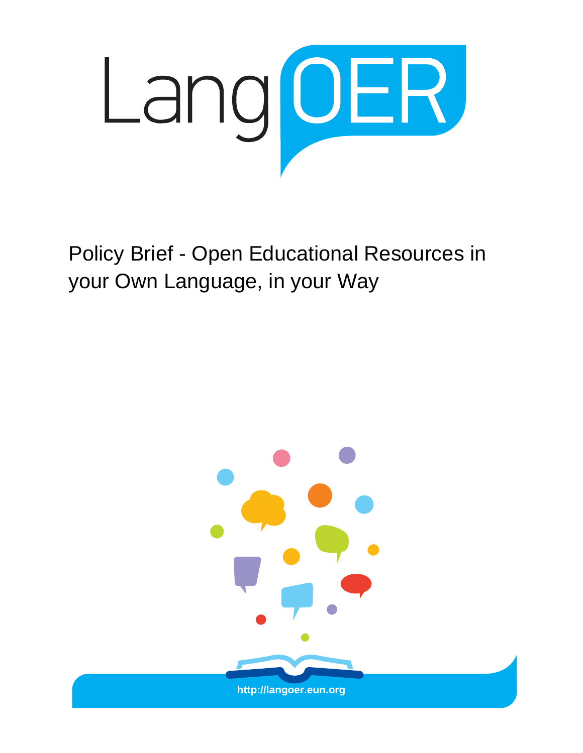# LangOER

## Policy Brief - Open Educational Resources in your Own Language, in your Way

http://langoer.eun.org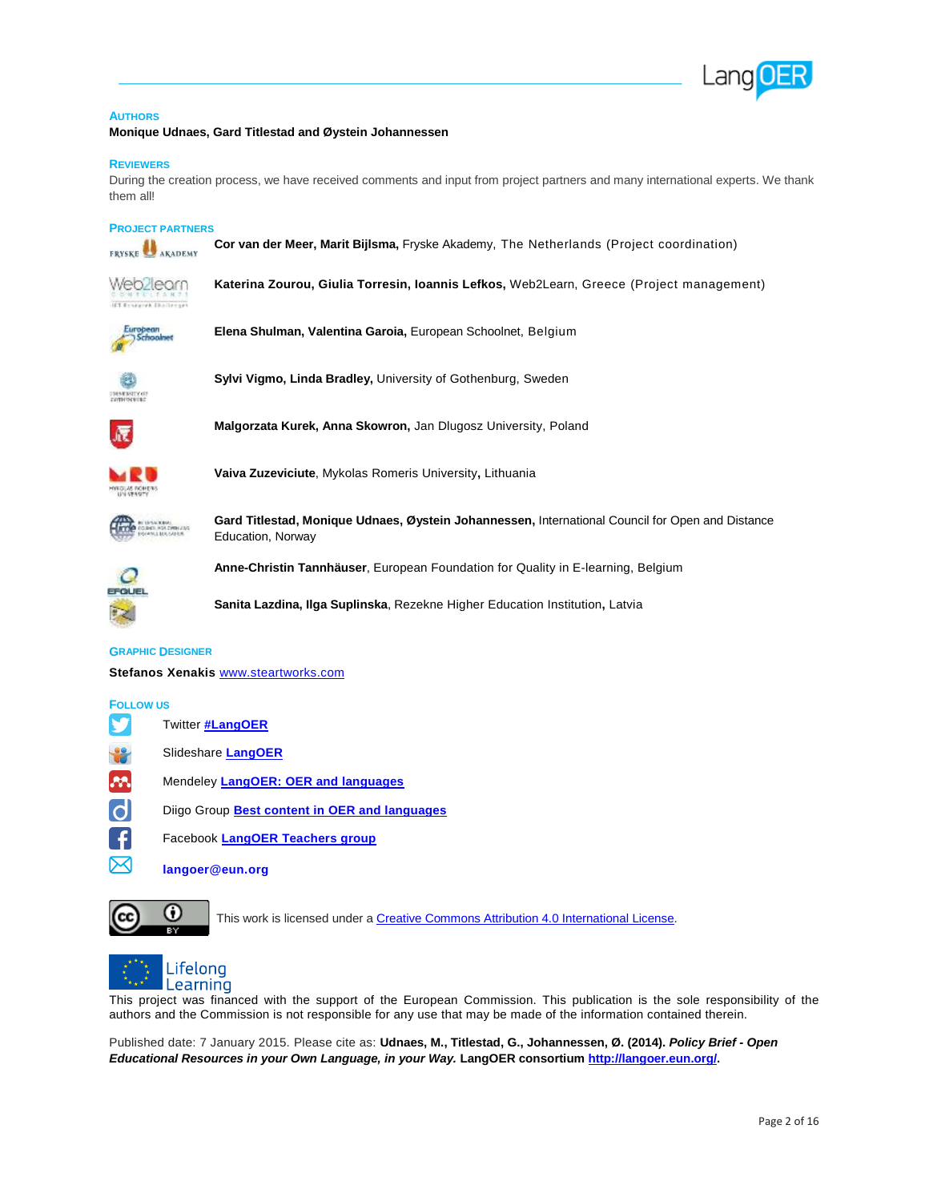## Authors

**Monique Udnaes, Gard Titlestad and Øystein Johannessen**

## Reviewers

During the creation process, we have received comments and input from project partners and many international experts. We thank them all!

## Project Partners

**Cor van der Meer, Marit Bijlsma,** Fryske Akademy, The Netherlands (Project coordination)

**Katerina Zourou, Giulia Torresin, Ioannis Lefkos,** Web2Learn, Greece (Project management)

**Elena Shulman, Valentina Garoia,** European Schoolnet, Belgium

**Sylvi Vigmo, Linda Bradley,** University of Gothenburg, Sweden

**Malgorzata Kurek, Anna Skowron,** Jan Dlugosz University, Poland

**Vaiva Zuzeviciute**, Mykolas Romeris University**,** Lithuania

**Gard Titlestad, Monique Udnaes, Øystein Johannessen,** International Council for Open and Distance Education, Norway

**Anne-Christin Tannhäuser**, European Foundation for Quality in E-learning, Belgium

**Sanita Lazdina, Ilga Suplinska**, Rezekne Higher Education Institution**,** Latvia

## Graphic Designer

**Stefanos Xenakis** www.steartworks.com

## Follow us

Twitter **#LangOER**

Slideshare **LangOER**

Mendeley **LangOER: OER and languages**

Diigo Group **Best content in OER and languages**

Facebook **LangOER Teachers group**

**langoer@eun.org**

This work is licensed under a Creative Commons Attribution 4.0 International License.

Lifelong Learning

This project was financed with the support of the European Commission. This publication is the sole responsibility of the authors and the Commission is not responsible for any use that may be made of the information contained therein.

Published date: 7 January 2015. Please cite as: **Udnaes, M., Titlestad, G., Johannessen, Ø. (2014).** ***Policy Brief - Open Educational Resources in your Own Language, in your Way.*** **LangOER consortium http://langoer.eun.org/.**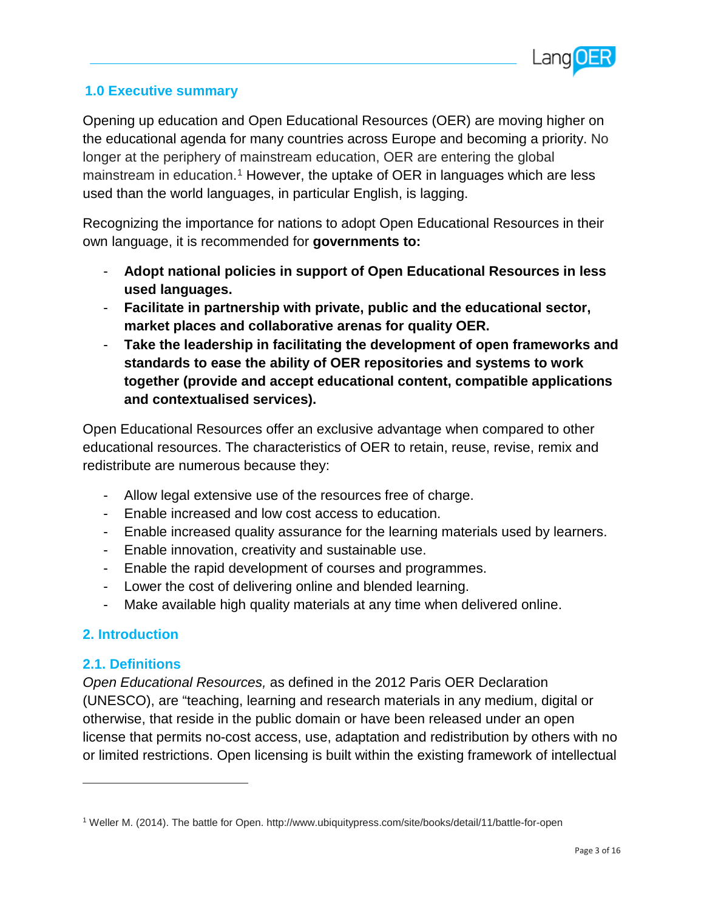## 1.0 Executive summary

Opening up education and Open Educational Resources (OER) are moving higher on the educational agenda for many countries across Europe and becoming a priority. No longer at the periphery of mainstream education, OER are entering the global mainstream in education.[1] However, the uptake of OER in languages which are less used than the world languages, in particular English, is lagging.

Recognizing the importance for nations to adopt Open Educational Resources in their own language, it is recommended for **governments to:**

- **Adopt national policies in support of Open Educational Resources in less used languages.**
- **Facilitate in partnership with private, public and the educational sector, market places and collaborative arenas for quality OER.**
- **Take the leadership in facilitating the development of open frameworks and standards to ease the ability of OER repositories and systems to work together (provide and accept educational content, compatible applications and contextualised services).**

Open Educational Resources offer an exclusive advantage when compared to other educational resources. The characteristics of OER to retain, reuse, revise, remix and redistribute are numerous because they:

- Allow legal extensive use of the resources free of charge.
- Enable increased and low cost access to education.
- Enable increased quality assurance for the learning materials used by learners.
- Enable innovation, creativity and sustainable use.
- Enable the rapid development of courses and programmes.
- Lower the cost of delivering online and blended learning.
- Make available high quality materials at any time when delivered online.

## 2. Introduction

### 2.1. Definitions

*Open Educational Resources,* as defined in the 2012 Paris OER Declaration (UNESCO), are "teaching, learning and research materials in any medium, digital or otherwise, that reside in the public domain or have been released under an open license that permits no-cost access, use, adaptation and redistribution by others with no or limited restrictions. Open licensing is built within the existing framework of intellectual

---

[1] Weller M. (2014). The battle for Open. http://www.ubiquitypress.com/site/books/detail/11/battle-for-open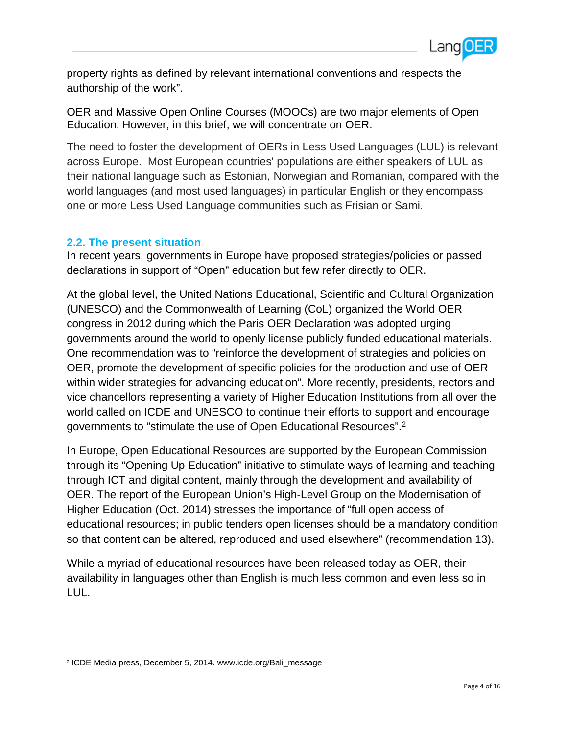property rights as defined by relevant international conventions and respects the authorship of the work".

OER and Massive Open Online Courses (MOOCs) are two major elements of Open Education. However, in this brief, we will concentrate on OER.

The need to foster the development of OERs in Less Used Languages (LUL) is relevant across Europe. Most European countries' populations are either speakers of LUL as their national language such as Estonian, Norwegian and Romanian, compared with the world languages (and most used languages) in particular English or they encompass one or more Less Used Language communities such as Frisian or Sami.

## 2.2. The present situation

In recent years, governments in Europe have proposed strategies/policies or passed declarations in support of "Open" education but few refer directly to OER.

At the global level, the United Nations Educational, Scientific and Cultural Organization (UNESCO) and the Commonwealth of Learning (CoL) organized the World OER congress in 2012 during which the Paris OER Declaration was adopted urging governments around the world to openly license publicly funded educational materials. One recommendation was to "reinforce the development of strategies and policies on OER, promote the development of specific policies for the production and use of OER within wider strategies for advancing education". More recently, presidents, rectors and vice chancellors representing a variety of Higher Education Institutions from all over the world called on ICDE and UNESCO to continue their efforts to support and encourage governments to "stimulate the use of Open Educational Resources".[2]

In Europe, Open Educational Resources are supported by the European Commission through its "Opening Up Education" initiative to stimulate ways of learning and teaching through ICT and digital content, mainly through the development and availability of OER. The report of the European Union's High-Level Group on the Modernisation of Higher Education (Oct. 2014) stresses the importance of "full open access of educational resources; in public tenders open licenses should be a mandatory condition so that content can be altered, reproduced and used elsewhere" (recommendation 13).

While a myriad of educational resources have been released today as OER, their availability in languages other than English is much less common and even less so in LUL.

---

[2] ICDE Media press, December 5, 2014. www.icde.org/Bali_message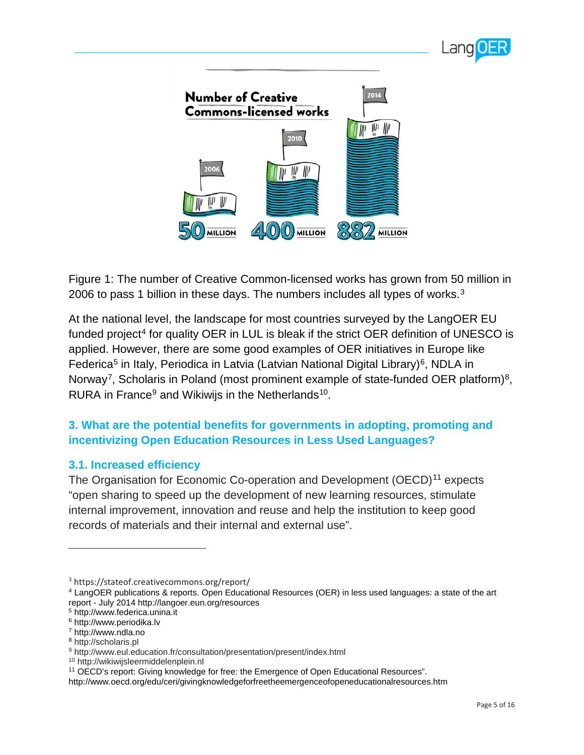Figure 1: The number of Creative Common-licensed works has grown from 50 million in 2006 to pass 1 billion in these days. The numbers includes all types of works.[3]

At the national level, the landscape for most countries surveyed by the LangOER EU funded project[4] for quality OER in LUL is bleak if the strict OER definition of UNESCO is applied. However, there are some good examples of OER initiatives in Europe like Federica[5] in Italy, Periodica in Latvia (Latvian National Digital Library)[6], NDLA in Norway[7], Scholaris in Poland (most prominent example of state-funded OER platform)[8], RURA in France[9] and Wikiwijs in the Netherlands[10].

## 3. What are the potential benefits for governments in adopting, promoting and incentivizing Open Education Resources in Less Used Languages?

### 3.1. Increased efficiency

The Organisation for Economic Co-operation and Development (OECD)[11] expects "open sharing to speed up the development of new learning resources, stimulate internal improvement, innovation and reuse and help the institution to keep good records of materials and their internal and external use".

---

[3] https://stateof.creativecommons.org/report/

[4] LangOER publications & reports. Open Educational Resources (OER) in less used languages: a state of the art report - July 2014 http://langoer.eun.org/resources

[5] http://www.federica.unina.it

[6] http://www.periodika.lv

[7] http://www.ndla.no

[8] http://scholaris.pl

[9] http://www.eul.education.fr/consultation/presentation/present/index.html

[10] http://wikiwijsleermiddelenplein.nl

[11] OECD's report: Giving knowledge for free: the Emergence of Open Educational Resources". http://www.oecd.org/edu/ceri/givingknowledgeforfreetheemergenceofopeneducationalresources.htm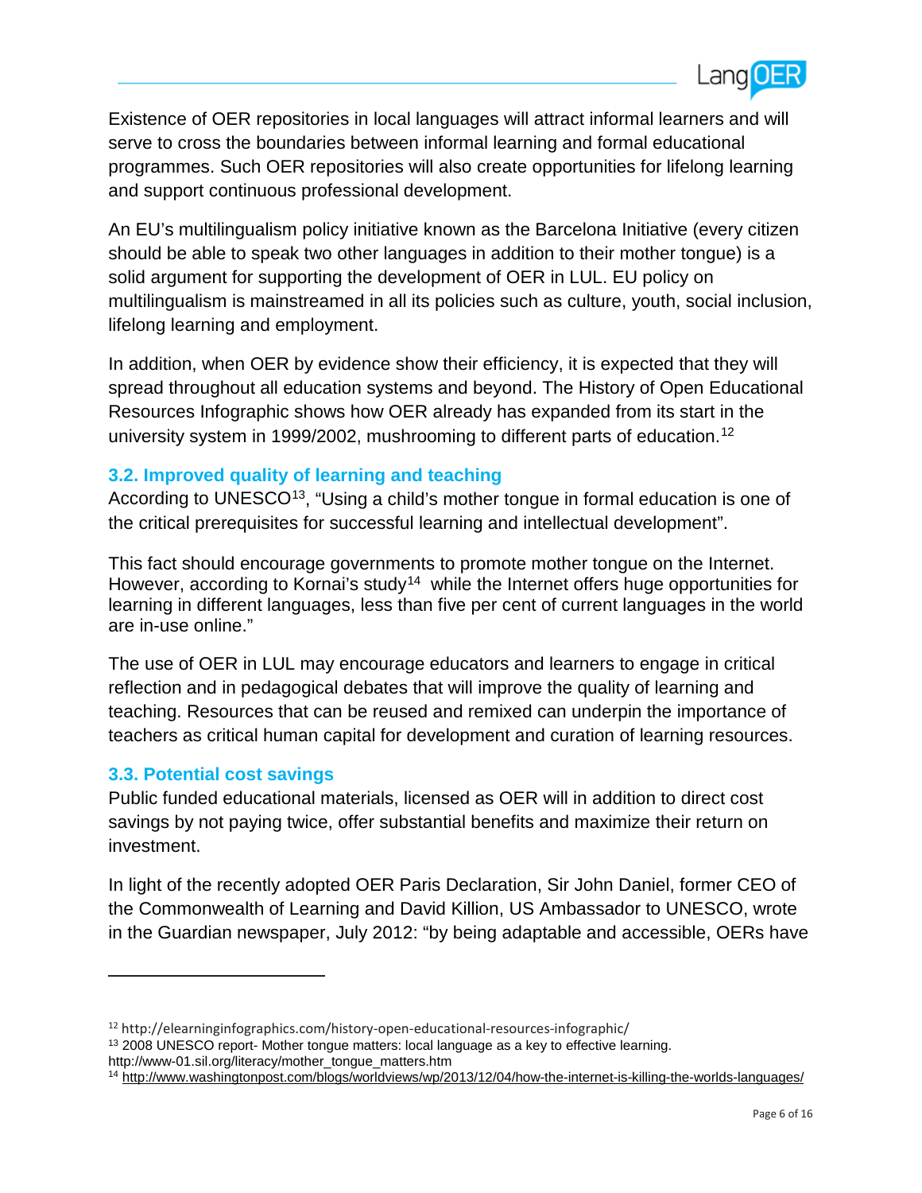Existence of OER repositories in local languages will attract informal learners and will serve to cross the boundaries between informal learning and formal educational programmes. Such OER repositories will also create opportunities for lifelong learning and support continuous professional development.

An EU's multilingualism policy initiative known as the Barcelona Initiative (every citizen should be able to speak two other languages in addition to their mother tongue) is a solid argument for supporting the development of OER in LUL. EU policy on multilingualism is mainstreamed in all its policies such as culture, youth, social inclusion, lifelong learning and employment.

In addition, when OER by evidence show their efficiency, it is expected that they will spread throughout all education systems and beyond. The History of Open Educational Resources Infographic shows how OER already has expanded from its start in the university system in 1999/2002, mushrooming to different parts of education.[12]

### 3.2. Improved quality of learning and teaching

According to UNESCO[13], "Using a child's mother tongue in formal education is one of the critical prerequisites for successful learning and intellectual development".

This fact should encourage governments to promote mother tongue on the Internet. However, according to Kornai's study[14] while the Internet offers huge opportunities for learning in different languages, less than five per cent of current languages in the world are in-use online."

The use of OER in LUL may encourage educators and learners to engage in critical reflection and in pedagogical debates that will improve the quality of learning and teaching. Resources that can be reused and remixed can underpin the importance of teachers as critical human capital for development and curation of learning resources.

### 3.3. Potential cost savings

Public funded educational materials, licensed as OER will in addition to direct cost savings by not paying twice, offer substantial benefits and maximize their return on investment.

In light of the recently adopted OER Paris Declaration, Sir John Daniel, former CEO of the Commonwealth of Learning and David Killion, US Ambassador to UNESCO, wrote in the Guardian newspaper, July 2012: "by being adaptable and accessible, OERs have

---

[12] http://elearninginfographics.com/history-open-educational-resources-infographic/

[13] 2008 UNESCO report- Mother tongue matters: local language as a key to effective learning. http://www-01.sil.org/literacy/mother_tongue_matters.htm

[14] http://www.washingtonpost.com/blogs/worldviews/wp/2013/12/04/how-the-internet-is-killing-the-worlds-languages/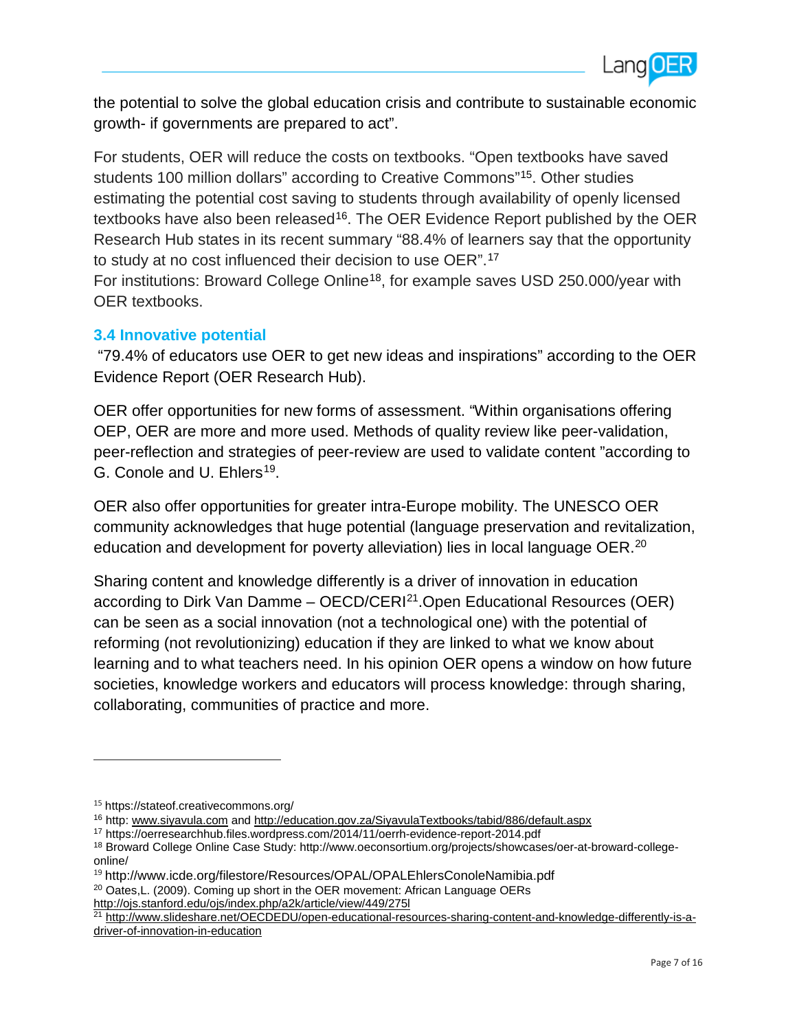the potential to solve the global education crisis and contribute to sustainable economic growth- if governments are prepared to act".

For students, OER will reduce the costs on textbooks. "Open textbooks have saved students 100 million dollars" according to Creative Commons"[15]. Other studies estimating the potential cost saving to students through availability of openly licensed textbooks have also been released[16]. The OER Evidence Report published by the OER Research Hub states in its recent summary "88.4% of learners say that the opportunity to study at no cost influenced their decision to use OER".[17]
For institutions: Broward College Online[18], for example saves USD 250.000/year with OER textbooks.

### 3.4 Innovative potential

"79.4% of educators use OER to get new ideas and inspirations" according to the OER Evidence Report (OER Research Hub).

OER offer opportunities for new forms of assessment. "Within organisations offering OEP, OER are more and more used. Methods of quality review like peer-validation, peer-reflection and strategies of peer-review are used to validate content "according to G. Conole and U. Ehlers[19].

OER also offer opportunities for greater intra-Europe mobility. The UNESCO OER community acknowledges that huge potential (language preservation and revitalization, education and development for poverty alleviation) lies in local language OER.[20]

Sharing content and knowledge differently is a driver of innovation in education according to Dirk Van Damme – OECD/CERI[21].Open Educational Resources (OER) can be seen as a social innovation (not a technological one) with the potential of reforming (not revolutionizing) education if they are linked to what we know about learning and to what teachers need. In his opinion OER opens a window on how future societies, knowledge workers and educators will process knowledge: through sharing, collaborating, communities of practice and more.

---

[15] https://stateof.creativecommons.org/

[16] http: www.siyavula.com and http://education.gov.za/SiyavulaTextbooks/tabid/886/default.aspx

[17] https://oerresearchhub.files.wordpress.com/2014/11/oerrh-evidence-report-2014.pdf

[18] Broward College Online Case Study: http://www.oeconsortium.org/projects/showcases/oer-at-broward-college-online/

[19] http://www.icde.org/filestore/Resources/OPAL/OPALEhlersConoleNamibia.pdf

[20] Oates,L. (2009). Coming up short in the OER movement: African Language OERs http://ojs.stanford.edu/ojs/index.php/a2k/article/view/449/275l

[21] http://www.slideshare.net/OECDEDU/open-educational-resources-sharing-content-and-knowledge-differently-is-a-driver-of-innovation-in-education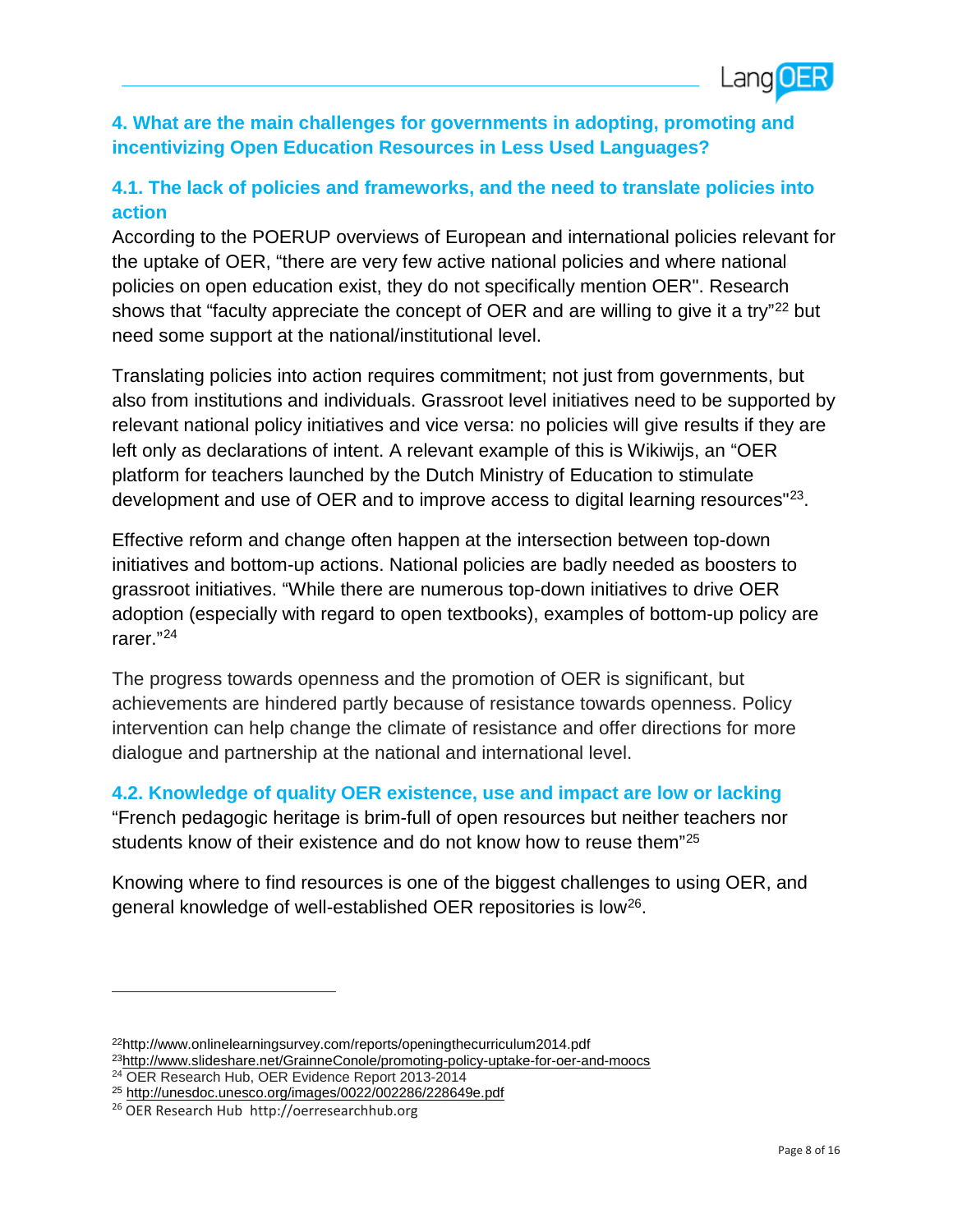## 4. What are the main challenges for governments in adopting, promoting and incentivizing Open Education Resources in Less Used Languages?

### 4.1. The lack of policies and frameworks, and the need to translate policies into action

According to the POERUP overviews of European and international policies relevant for the uptake of OER, "there are very few active national policies and where national policies on open education exist, they do not specifically mention OER". Research shows that "faculty appreciate the concept of OER and are willing to give it a try"[22] but need some support at the national/institutional level.

Translating policies into action requires commitment; not just from governments, but also from institutions and individuals. Grassroot level initiatives need to be supported by relevant national policy initiatives and vice versa: no policies will give results if they are left only as declarations of intent. A relevant example of this is Wikiwijs, an "OER platform for teachers launched by the Dutch Ministry of Education to stimulate development and use of OER and to improve access to digital learning resources"[23].

Effective reform and change often happen at the intersection between top-down initiatives and bottom-up actions. National policies are badly needed as boosters to grassroot initiatives. "While there are numerous top-down initiatives to drive OER adoption (especially with regard to open textbooks), examples of bottom-up policy are rarer."[24]

The progress towards openness and the promotion of OER is significant, but achievements are hindered partly because of resistance towards openness. Policy intervention can help change the climate of resistance and offer directions for more dialogue and partnership at the national and international level.

### 4.2. Knowledge of quality OER existence, use and impact are low or lacking

"French pedagogic heritage is brim-full of open resources but neither teachers nor students know of their existence and do not know how to reuse them"[25]

Knowing where to find resources is one of the biggest challenges to using OER, and general knowledge of well-established OER repositories is low[26].

---

[22] http://www.onlinelearningsurvey.com/reports/openingthecurriculum2014.pdf
[23] http://www.slideshare.net/GrainneConole/promoting-policy-uptake-for-oer-and-moocs
[24] OER Research Hub, OER Evidence Report 2013-2014
[25] http://unesdoc.unesco.org/images/0022/002286/228649e.pdf
[26] OER Research Hub http://oerresearchhub.org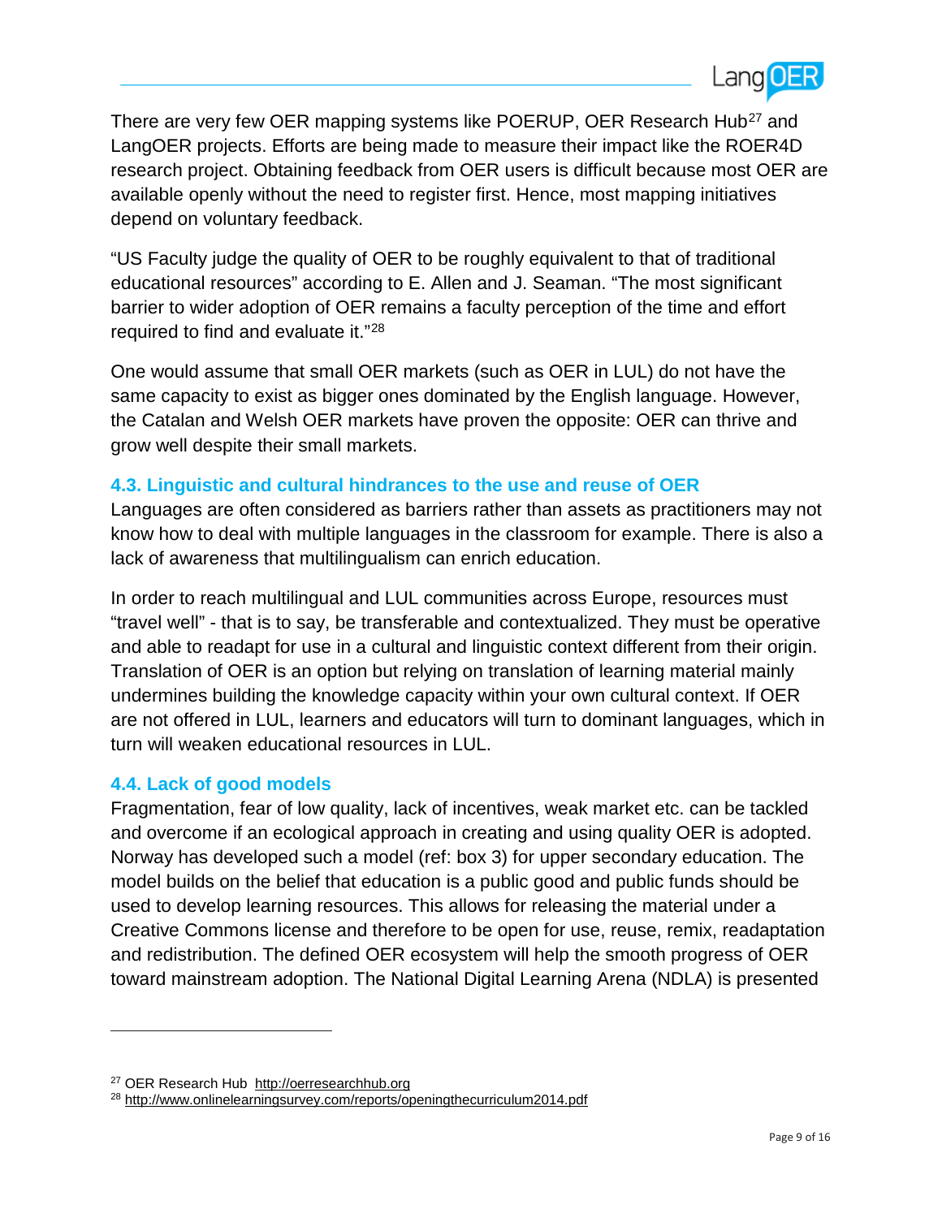There are very few OER mapping systems like POERUP, OER Research Hub[27] and LangOER projects. Efforts are being made to measure their impact like the ROER4D research project. Obtaining feedback from OER users is difficult because most OER are available openly without the need to register first. Hence, most mapping initiatives depend on voluntary feedback.

"US Faculty judge the quality of OER to be roughly equivalent to that of traditional educational resources" according to E. Allen and J. Seaman. "The most significant barrier to wider adoption of OER remains a faculty perception of the time and effort required to find and evaluate it."[28]

One would assume that small OER markets (such as OER in LUL) do not have the same capacity to exist as bigger ones dominated by the English language. However, the Catalan and Welsh OER markets have proven the opposite: OER can thrive and grow well despite their small markets.

### 4.3. Linguistic and cultural hindrances to the use and reuse of OER

Languages are often considered as barriers rather than assets as practitioners may not know how to deal with multiple languages in the classroom for example. There is also a lack of awareness that multilingualism can enrich education.

In order to reach multilingual and LUL communities across Europe, resources must "travel well" - that is to say, be transferable and contextualized. They must be operative and able to readapt for use in a cultural and linguistic context different from their origin. Translation of OER is an option but relying on translation of learning material mainly undermines building the knowledge capacity within your own cultural context. If OER are not offered in LUL, learners and educators will turn to dominant languages, which in turn will weaken educational resources in LUL.

### 4.4. Lack of good models

Fragmentation, fear of low quality, lack of incentives, weak market etc. can be tackled and overcome if an ecological approach in creating and using quality OER is adopted. Norway has developed such a model (ref: box 3) for upper secondary education. The model builds on the belief that education is a public good and public funds should be used to develop learning resources. This allows for releasing the material under a Creative Commons license and therefore to be open for use, reuse, remix, readaptation and redistribution. The defined OER ecosystem will help the smooth progress of OER toward mainstream adoption. The National Digital Learning Arena (NDLA) is presented

---

[27] OER Research Hub http://oerresearchhub.org

[28] http://www.onlinelearningsurvey.com/reports/openingthecurriculum2014.pdf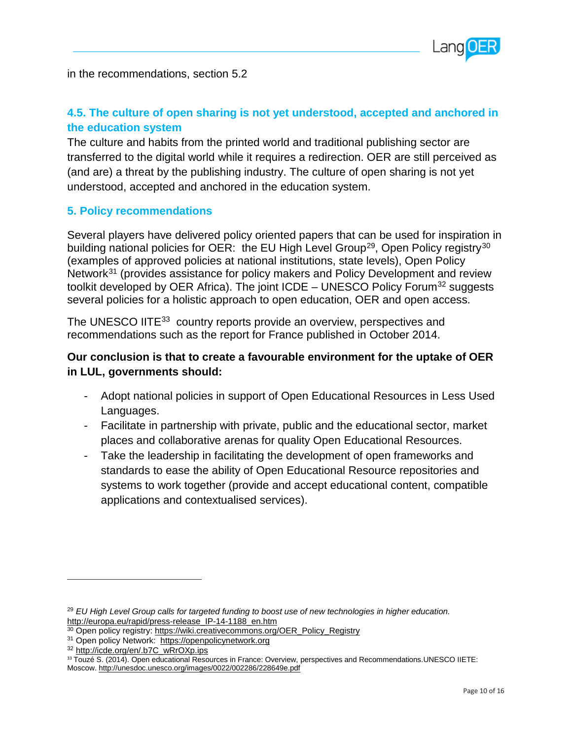in the recommendations, section 5.2

### 4.5. The culture of open sharing is not yet understood, accepted and anchored in the education system

The culture and habits from the printed world and traditional publishing sector are transferred to the digital world while it requires a redirection. OER are still perceived as (and are) a threat by the publishing industry. The culture of open sharing is not yet understood, accepted and anchored in the education system.

## 5. Policy recommendations

Several players have delivered policy oriented papers that can be used for inspiration in building national policies for OER: the EU High Level Group[29], Open Policy registry[30] (examples of approved policies at national institutions, state levels), Open Policy Network[31] (provides assistance for policy makers and Policy Development and review toolkit developed by OER Africa). The joint ICDE – UNESCO Policy Forum[32] suggests several policies for a holistic approach to open education, OER and open access.

The UNESCO IITE[33] country reports provide an overview, perspectives and recommendations such as the report for France published in October 2014.

**Our conclusion is that to create a favourable environment for the uptake of OER in LUL, governments should:**

- Adopt national policies in support of Open Educational Resources in Less Used Languages.
- Facilitate in partnership with private, public and the educational sector, market places and collaborative arenas for quality Open Educational Resources.
- Take the leadership in facilitating the development of open frameworks and standards to ease the ability of Open Educational Resource repositories and systems to work together (provide and accept educational content, compatible applications and contextualised services).

---

[29] *EU High Level Group calls for targeted funding to boost use of new technologies in higher education.* http://europa.eu/rapid/press-release_IP-14-1188_en.htm

[30] Open policy registry: https://wiki.creativecommons.org/OER_Policy_Registry

[31] Open policy Network: https://openpolicynetwork.org

[32] http://icde.org/en/.b7C_wRrOXp.ips

[33] Touzé S. (2014). Open educational Resources in France: Overview, perspectives and Recommendations.UNESCO IIETE: Moscow. http://unesdoc.unesco.org/images/0022/002286/228649e.pdf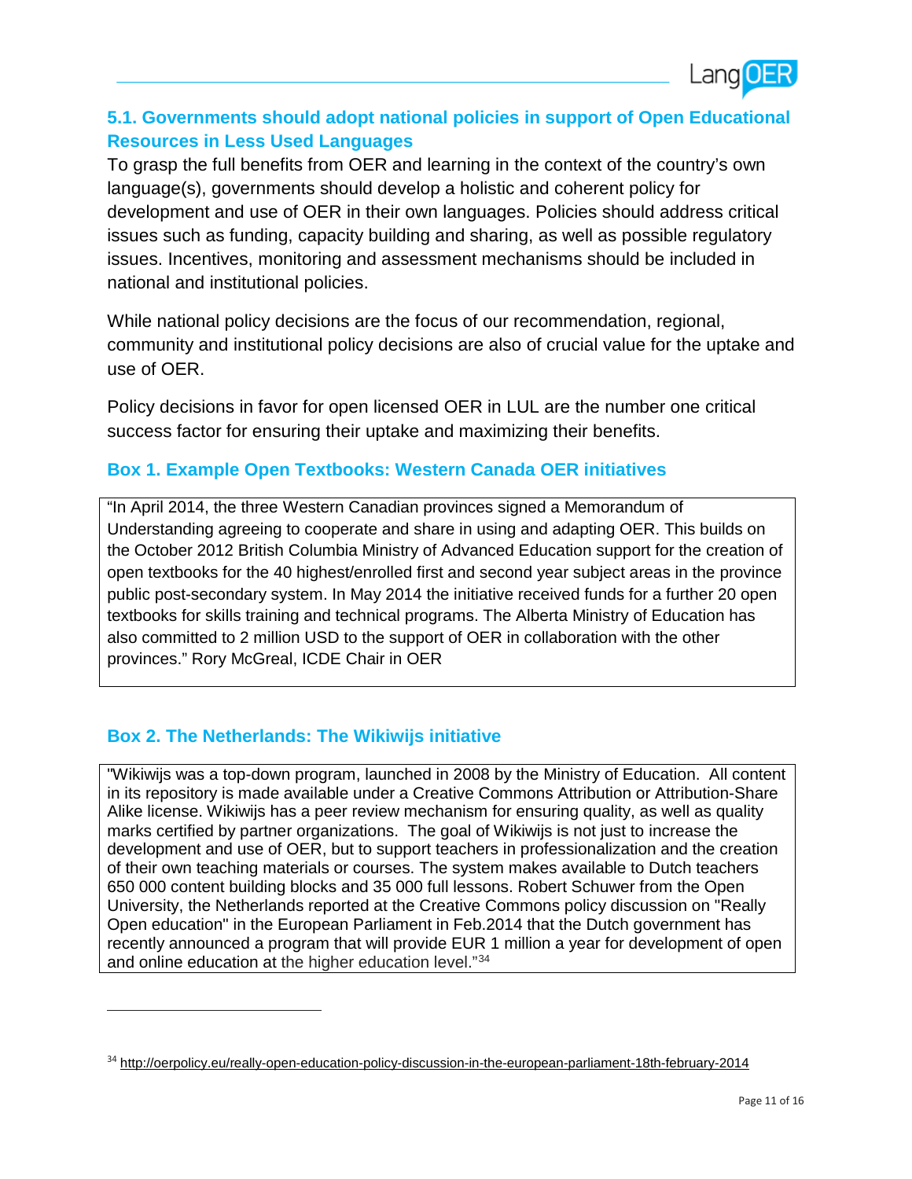### 5.1. Governments should adopt national policies in support of Open Educational Resources in Less Used Languages

To grasp the full benefits from OER and learning in the context of the country's own language(s), governments should develop a holistic and coherent policy for development and use of OER in their own languages. Policies should address critical issues such as funding, capacity building and sharing, as well as possible regulatory issues. Incentives, monitoring and assessment mechanisms should be included in national and institutional policies.

While national policy decisions are the focus of our recommendation, regional, community and institutional policy decisions are also of crucial value for the uptake and use of OER.

Policy decisions in favor for open licensed OER in LUL are the number one critical success factor for ensuring their uptake and maximizing their benefits.

#### Box 1. Example Open Textbooks: Western Canada OER initiatives

> "In April 2014, the three Western Canadian provinces signed a Memorandum of Understanding agreeing to cooperate and share in using and adapting OER. This builds on the October 2012 British Columbia Ministry of Advanced Education support for the creation of open textbooks for the 40 highest/enrolled first and second year subject areas in the province public post-secondary system. In May 2014 the initiative received funds for a further 20 open textbooks for skills training and technical programs. The Alberta Ministry of Education has also committed to 2 million USD to the support of OER in collaboration with the other provinces." Rory McGreal, ICDE Chair in OER

#### Box 2. The Netherlands: The Wikiwijs initiative

> "Wikiwijs was a top-down program, launched in 2008 by the Ministry of Education. All content in its repository is made available under a Creative Commons Attribution or Attribution-Share Alike license. Wikiwijs has a peer review mechanism for ensuring quality, as well as quality marks certified by partner organizations. The goal of Wikiwijs is not just to increase the development and use of OER, but to support teachers in professionalization and the creation of their own teaching materials or courses. The system makes available to Dutch teachers 650 000 content building blocks and 35 000 full lessons. Robert Schuwer from the Open University, the Netherlands reported at the Creative Commons policy discussion on "Really Open education" in the European Parliament in Feb.2014 that the Dutch government has recently announced a program that will provide EUR 1 million a year for development of open and online education at the higher education level."[34]

---

[34] http://oerpolicy.eu/really-open-education-policy-discussion-in-the-european-parliament-18th-february-2014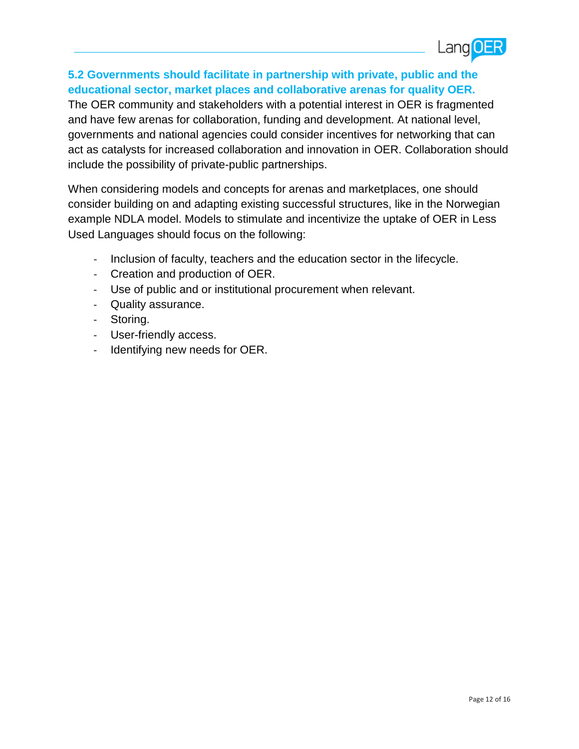### 5.2 Governments should facilitate in partnership with private, public and the educational sector, market places and collaborative arenas for quality OER.

The OER community and stakeholders with a potential interest in OER is fragmented and have few arenas for collaboration, funding and development. At national level, governments and national agencies could consider incentives for networking that can act as catalysts for increased collaboration and innovation in OER. Collaboration should include the possibility of private-public partnerships.

When considering models and concepts for arenas and marketplaces, one should consider building on and adapting existing successful structures, like in the Norwegian example NDLA model. Models to stimulate and incentivize the uptake of OER in Less Used Languages should focus on the following:

- Inclusion of faculty, teachers and the education sector in the lifecycle.
- Creation and production of OER.
- Use of public and or institutional procurement when relevant.
- Quality assurance.
- Storing.
- User-friendly access.
- Identifying new needs for OER.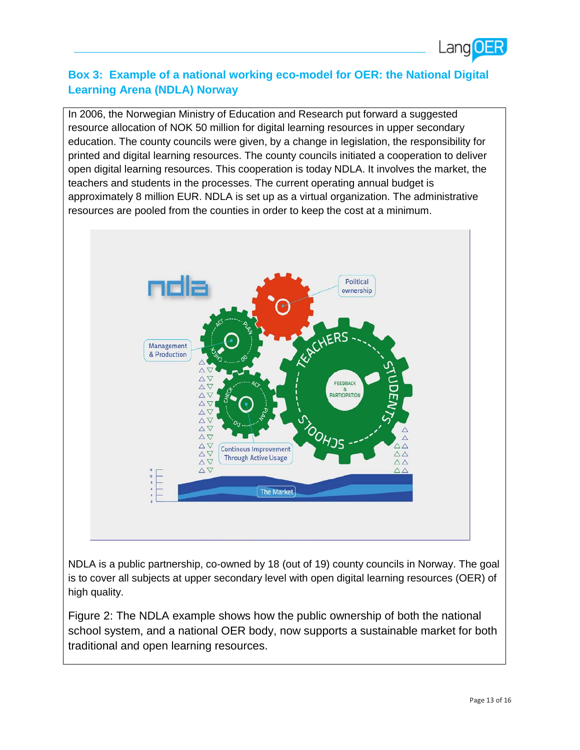## Box 3: Example of a national working eco-model for OER: the National Digital Learning Arena (NDLA) Norway

In 2006, the Norwegian Ministry of Education and Research put forward a suggested resource allocation of NOK 50 million for digital learning resources in upper secondary education. The county councils were given, by a change in legislation, the responsibility for printed and digital learning resources. The county councils initiated a cooperation to deliver open digital learning resources. This cooperation is today NDLA. It involves the market, the teachers and students in the processes. The current operating annual budget is approximately 8 million EUR. NDLA is set up as a virtual organization. The administrative resources are pooled from the counties in order to keep the cost at a minimum.

NDLA is a public partnership, co-owned by 18 (out of 19) county councils in Norway. The goal is to cover all subjects at upper secondary level with open digital learning resources (OER) of high quality.

Figure 2: The NDLA example shows how the public ownership of both the national school system, and a national OER body, now supports a sustainable market for both traditional and open learning resources.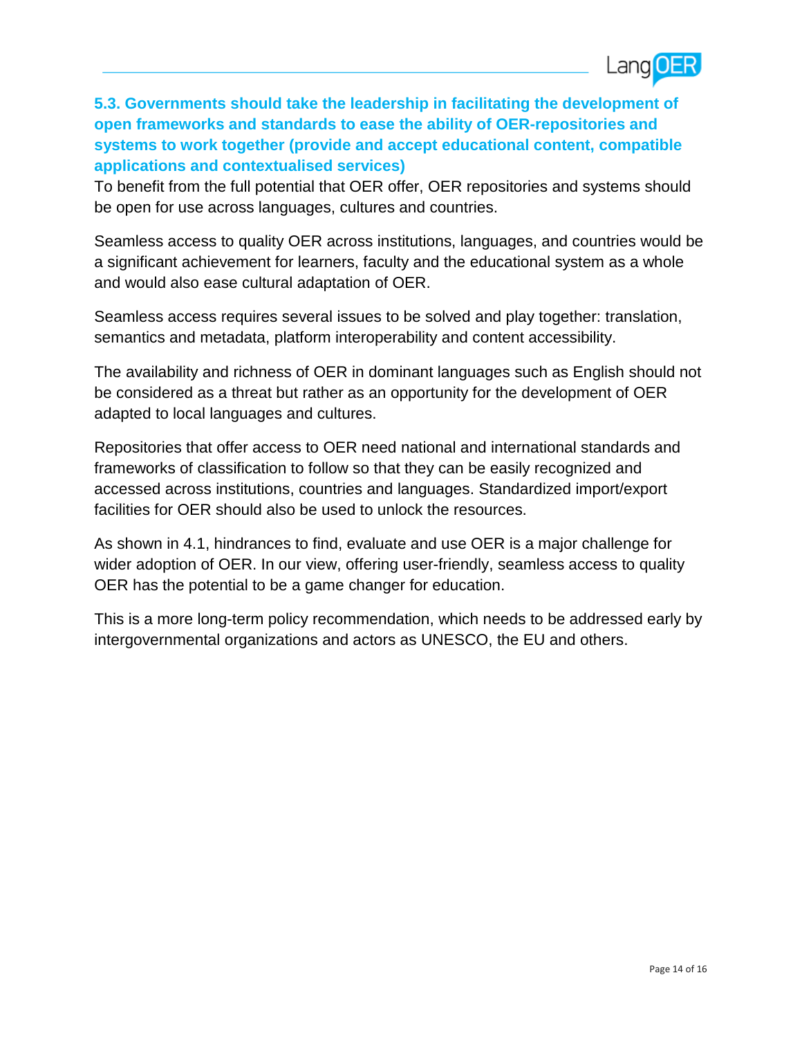### 5.3. Governments should take the leadership in facilitating the development of open frameworks and standards to ease the ability of OER-repositories and systems to work together (provide and accept educational content, compatible applications and contextualised services)

To benefit from the full potential that OER offer, OER repositories and systems should be open for use across languages, cultures and countries.

Seamless access to quality OER across institutions, languages, and countries would be a significant achievement for learners, faculty and the educational system as a whole and would also ease cultural adaptation of OER.

Seamless access requires several issues to be solved and play together: translation, semantics and metadata, platform interoperability and content accessibility.

The availability and richness of OER in dominant languages such as English should not be considered as a threat but rather as an opportunity for the development of OER adapted to local languages and cultures.

Repositories that offer access to OER need national and international standards and frameworks of classification to follow so that they can be easily recognized and accessed across institutions, countries and languages. Standardized import/export facilities for OER should also be used to unlock the resources.

As shown in 4.1, hindrances to find, evaluate and use OER is a major challenge for wider adoption of OER. In our view, offering user-friendly, seamless access to quality OER has the potential to be a game changer for education.

This is a more long-term policy recommendation, which needs to be addressed early by intergovernmental organizations and actors as UNESCO, the EU and others.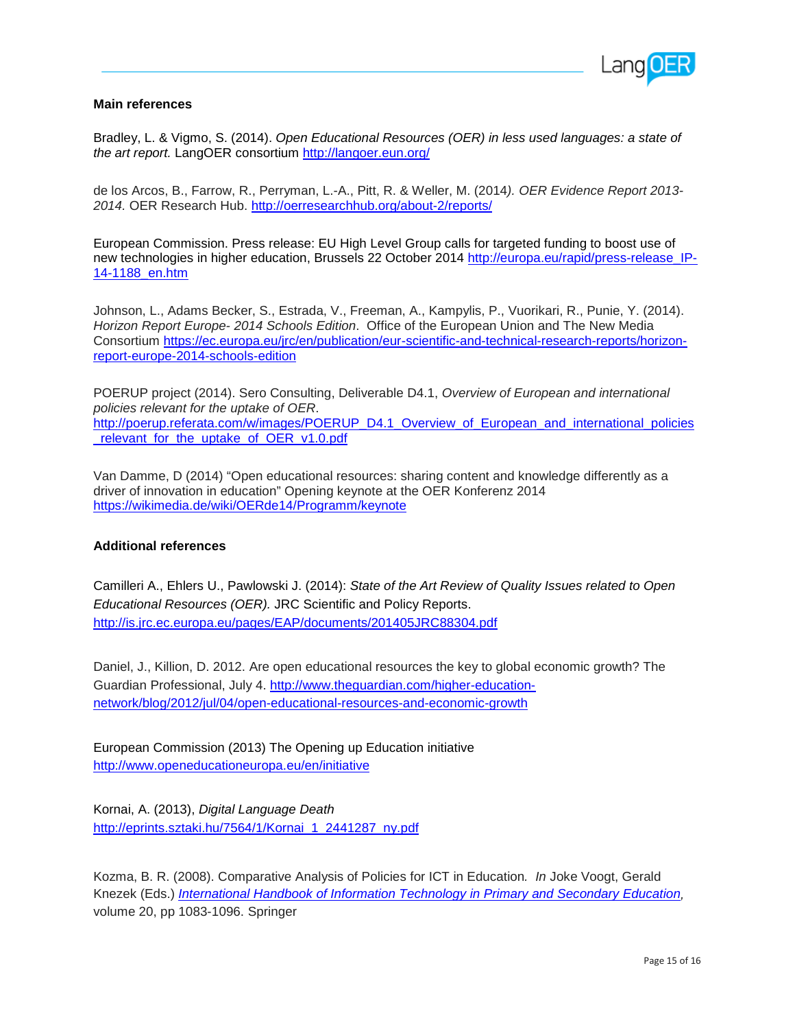**Main references**

Bradley, L. & Vigmo, S. (2014). *Open Educational Resources (OER) in less used languages: a state of the art report.* LangOER consortium http://langoer.eun.org/

de los Arcos, B., Farrow, R., Perryman, L.-A., Pitt, R. & Weller, M. (2014*). OER Evidence Report 2013-2014.* OER Research Hub. http://oerresearchhub.org/about-2/reports/

European Commission. Press release: EU High Level Group calls for targeted funding to boost use of new technologies in higher education, Brussels 22 October 2014 http://europa.eu/rapid/press-release_IP-14-1188_en.htm

Johnson, L., Adams Becker, S., Estrada, V., Freeman, A., Kampylis, P., Vuorikari, R., Punie, Y. (2014). *Horizon Report Europe- 2014 Schools Edition*. Office of the European Union and The New Media Consortium https://ec.europa.eu/jrc/en/publication/eur-scientific-and-technical-research-reports/horizon-report-europe-2014-schools-edition

POERUP project (2014). Sero Consulting, Deliverable D4.1, *Overview of European and international policies relevant for the uptake of OER*. http://poerup.referata.com/w/images/POERUP_D4.1_Overview_of_European_and_international_policies_relevant_for_the_uptake_of_OER_v1.0.pdf

Van Damme, D (2014) "Open educational resources: sharing content and knowledge differently as a driver of innovation in education" Opening keynote at the OER Konferenz 2014 https://wikimedia.de/wiki/OERde14/Programm/keynote

**Additional references**

Camilleri A., Ehlers U., Pawlowski J. (2014): *State of the Art Review of Quality Issues related to Open Educational Resources (OER).* JRC Scientific and Policy Reports. http://is.jrc.ec.europa.eu/pages/EAP/documents/201405JRC88304.pdf

Daniel, J., Killion, D. 2012. Are open educational resources the key to global economic growth? The Guardian Professional, July 4. http://www.theguardian.com/higher-education-network/blog/2012/jul/04/open-educational-resources-and-economic-growth

European Commission (2013) The Opening up Education initiative http://www.openeducationeuropa.eu/en/initiative

Kornai, A. (2013), *Digital Language Death* http://eprints.sztaki.hu/7564/1/Kornai_1_2441287_ny.pdf

Kozma, B. R. (2008). Comparative Analysis of Policies for ICT in Education*. In* Joke Voogt, Gerald Knezek (Eds.) *International Handbook of Information Technology in Primary and Secondary Education,* volume 20, pp 1083-1096. Springer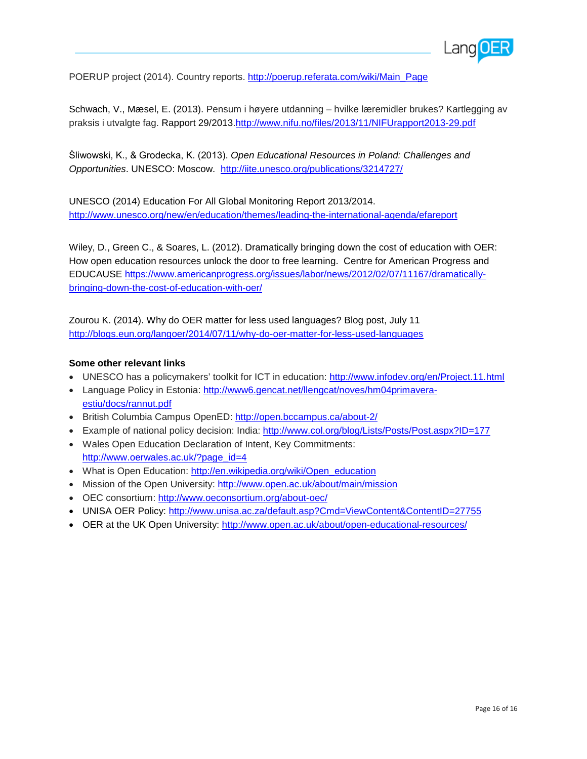POERUP project (2014). Country reports. http://poerup.referata.com/wiki/Main_Page

Schwach, V., Mæsel, E. (2013). Pensum i høyere utdanning – hvilke læremidler brukes? Kartlegging av praksis i utvalgte fag. Rapport 29/2013.http://www.nifu.no/files/2013/11/NIFUrapport2013-29.pdf

Śliwowski, K., & Grodecka, K. (2013). *Open Educational Resources in Poland: Challenges and Opportunities*. UNESCO: Moscow. http://iite.unesco.org/publications/3214727/

UNESCO (2014) Education For All Global Monitoring Report 2013/2014. http://www.unesco.org/new/en/education/themes/leading-the-international-agenda/efareport

Wiley, D., Green C., & Soares, L. (2012). Dramatically bringing down the cost of education with OER: How open education resources unlock the door to free learning. Centre for American Progress and EDUCAUSE https://www.americanprogress.org/issues/labor/news/2012/02/07/11167/dramatically-bringing-down-the-cost-of-education-with-oer/

Zourou K. (2014). Why do OER matter for less used languages? Blog post, July 11 http://blogs.eun.org/langoer/2014/07/11/why-do-oer-matter-for-less-used-languages

**Some other relevant links**

- UNESCO has a policymakers' toolkit for ICT in education: http://www.infodev.org/en/Project.11.html
- Language Policy in Estonia: http://www6.gencat.net/llengcat/noves/hm04primavera-estiu/docs/rannut.pdf
- British Columbia Campus OpenED: http://open.bccampus.ca/about-2/
- Example of national policy decision: India: http://www.col.org/blog/Lists/Posts/Post.aspx?ID=177
- Wales Open Education Declaration of Intent, Key Commitments: http://www.oerwales.ac.uk/?page_id=4
- What is Open Education: http://en.wikipedia.org/wiki/Open_education
- Mission of the Open University: http://www.open.ac.uk/about/main/mission
- OEC consortium: http://www.oeconsortium.org/about-oec/
- UNISA OER Policy: http://www.unisa.ac.za/default.asp?Cmd=ViewContent&ContentID=27755
- OER at the UK Open University: http://www.open.ac.uk/about/open-educational-resources/